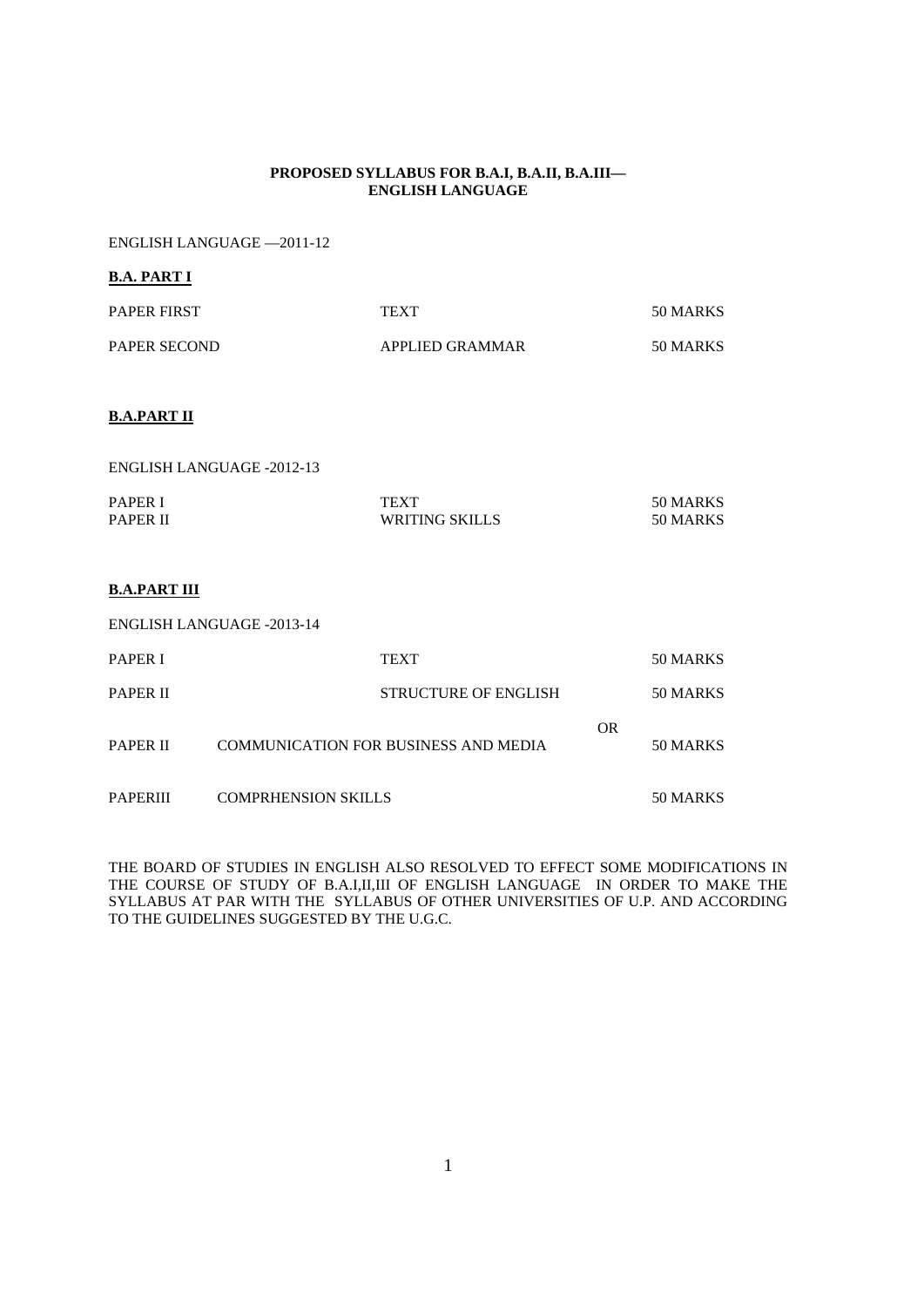**PROPOSED SYLLABUS FOR B.A.I, B.A.II, B.A.III— ENGLISH LANGUAGE**

ENGLISH LANGUAGE —2011-12

**<u>B.A. PART I</u>**

| | | |
|---|---|---|
| PAPER FIRST | TEXT | 50 MARKS |
| PAPER SECOND | APPLIED GRAMMAR | 50 MARKS |

**<u>B.A.PART II</u>**

ENGLISH LANGUAGE -2012-13

| | | |
|---|---|---|
| PAPER I | TEXT | 50 MARKS |
| PAPER II | WRITING SKILLS | 50 MARKS |

**<u>B.A.PART III</u>**

ENGLISH LANGUAGE -2013-14

| | | |
|---|---|---|
| PAPER I | TEXT | 50 MARKS |
| PAPER II | STRUCTURE OF ENGLISH | 50 MARKS |
| | OR | |
| PAPER II | COMMUNICATION FOR BUSINESS AND MEDIA | 50 MARKS |
| PAPERIII | COMPRHENSION SKILLS | 50 MARKS |

THE BOARD OF STUDIES IN ENGLISH ALSO RESOLVED TO EFFECT SOME MODIFICATIONS IN THE COURSE OF STUDY OF B.A.I,II,III OF ENGLISH LANGUAGE IN ORDER TO MAKE THE SYLLABUS AT PAR WITH THE SYLLABUS OF OTHER UNIVERSITIES OF U.P. AND ACCORDING TO THE GUIDELINES SUGGESTED BY THE U.G.C.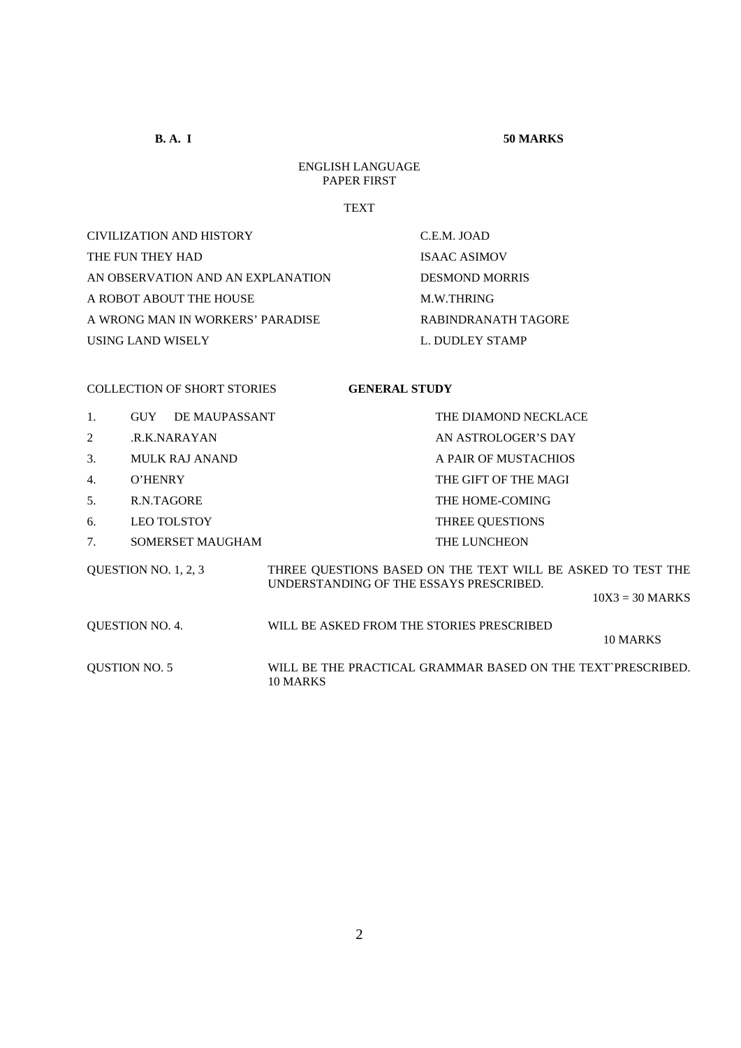**B. A. I** **50 MARKS**

ENGLISH LANGUAGE
PAPER FIRST

TEXT

| | |
|---|---|
| CIVILIZATION AND HISTORY | C.E.M. JOAD |
| THE FUN THEY HAD | ISAAC ASIMOV |
| AN OBSERVATION AND AN EXPLANATION | DESMOND MORRIS |
| A ROBOT ABOUT THE HOUSE | M.W.THRING |
| A WRONG MAN IN WORKERS' PARADISE | RABINDRANATH TAGORE |
| USING LAND WISELY | L. DUDLEY STAMP |

COLLECTION OF SHORT STORIES **GENERAL STUDY**

| | | |
|---|---|---|
| 1. | GUY DE MAUPASSANT | THE DIAMOND NECKLACE |
| 2 | .R.K.NARAYAN | AN ASTROLOGER'S DAY |
| 3. | MULK RAJ ANAND | A PAIR OF MUSTACHIOS |
| 4. | O'HENRY | THE GIFT OF THE MAGI |
| 5. | R.N.TAGORE | THE HOME-COMING |
| 6. | LEO TOLSTOY | THREE QUESTIONS |
| 7. | SOMERSET MAUGHAM | THE LUNCHEON |

QUESTION NO. 1, 2, 3 — THREE QUESTIONS BASED ON THE TEXT WILL BE ASKED TO TEST THE UNDERSTANDING OF THE ESSAYS PRESCRIBED. 10X3 = 30 MARKS

QUESTION NO. 4. — WILL BE ASKED FROM THE STORIES PRESCRIBED 10 MARKS

QUSTION NO. 5 — WILL BE THE PRACTICAL GRAMMAR BASED ON THE TEXT`PRESCRIBED. 10 MARKS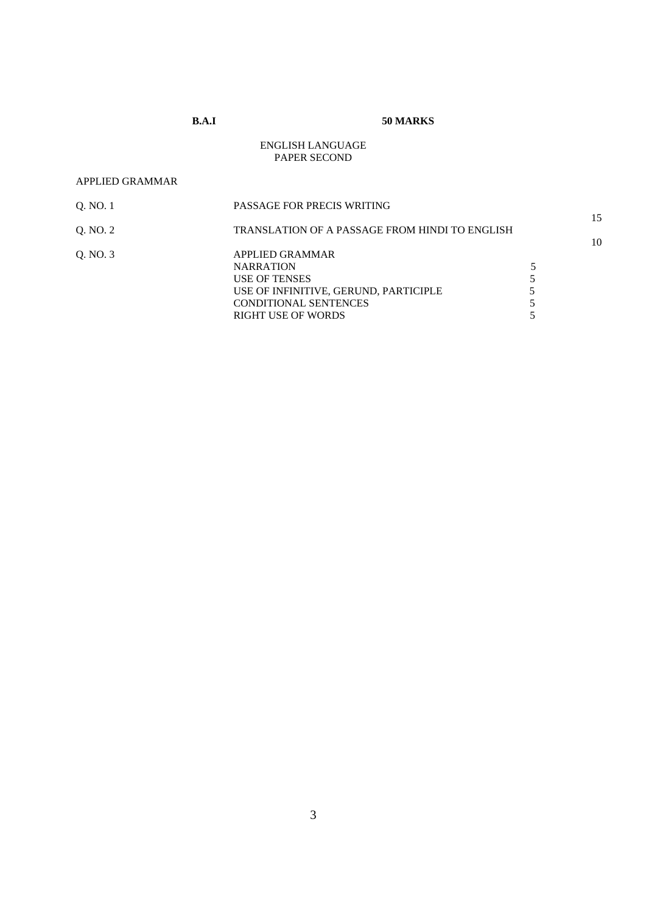**B.A.I** **50 MARKS**

ENGLISH LANGUAGE
PAPER SECOND

APPLIED GRAMMAR

| | | | |
|---|---|---|---|
| Q. NO. 1 | PASSAGE FOR PRECIS WRITING | | 15 |
| Q. NO. 2 | TRANSLATION OF A PASSAGE FROM HINDI TO ENGLISH | | 10 |
| Q. NO. 3 | APPLIED GRAMMAR | | |
| | NARRATION | 5 | |
| | USE OF TENSES | 5 | |
| | USE OF INFINITIVE, GERUND, PARTICIPLE | 5 | |
| | CONDITIONAL SENTENCES | 5 | |
| | RIGHT USE OF WORDS | 5 | |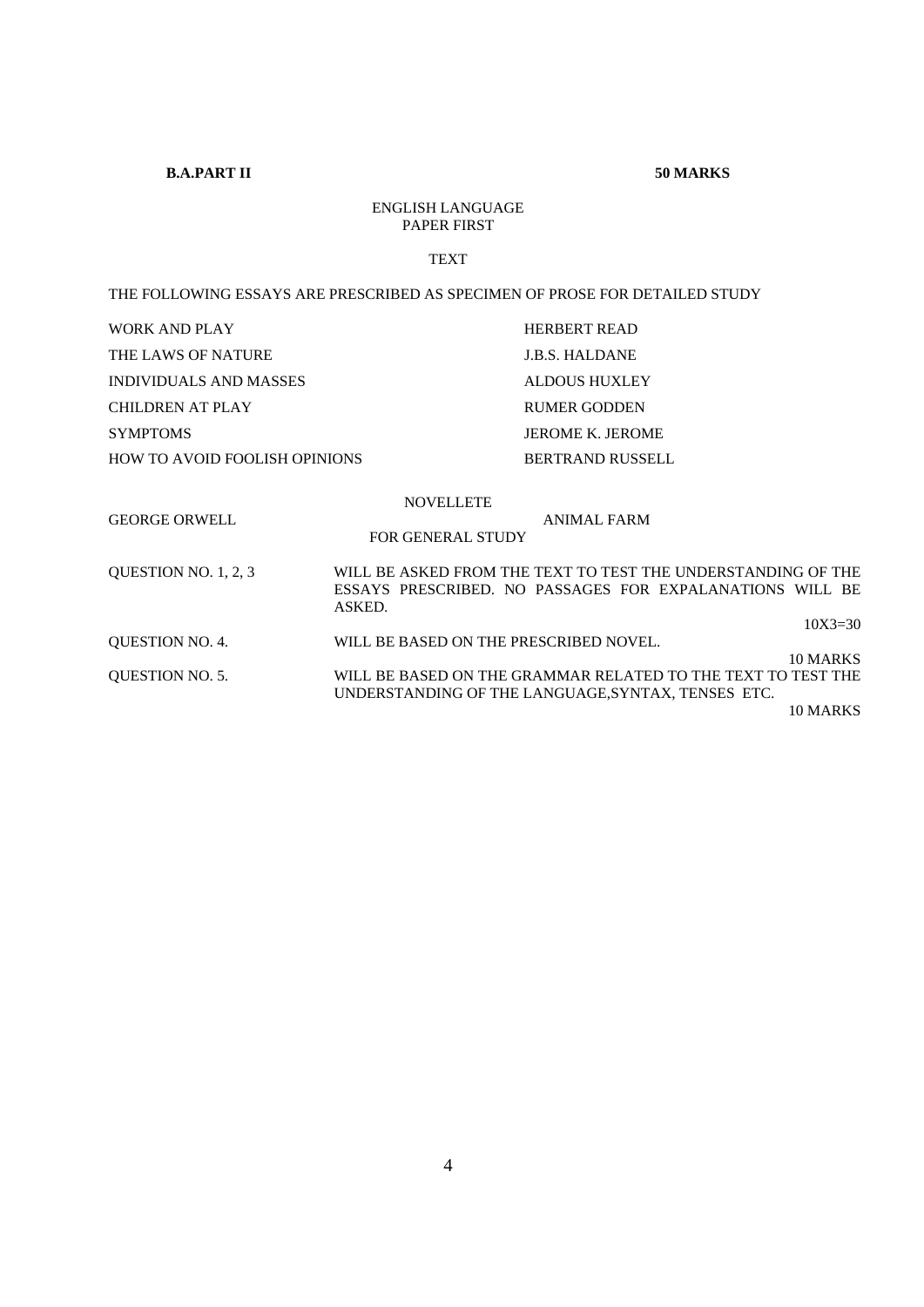**B.A.PART II** **50 MARKS**

ENGLISH LANGUAGE
PAPER FIRST

TEXT

THE FOLLOWING ESSAYS ARE PRESCRIBED AS SPECIMEN OF PROSE FOR DETAILED STUDY

| | |
|---|---|
| WORK AND PLAY | HERBERT READ |
| THE LAWS OF NATURE | J.B.S. HALDANE |
| INDIVIDUALS AND MASSES | ALDOUS HUXLEY |
| CHILDREN AT PLAY | RUMER GODDEN |
| SYMPTOMS | JEROME K. JEROME |
| HOW TO AVOID FOOLISH OPINIONS | BERTRAND RUSSELL |

NOVELLETE

GEORGE ORWELL ANIMAL FARM

FOR GENERAL STUDY

| | |
|---|---|
| QUESTION NO. 1, 2, 3 | WILL BE ASKED FROM THE TEXT TO TEST THE UNDERSTANDING OF THE ESSAYS PRESCRIBED. NO PASSAGES FOR EXPALANATIONS WILL BE ASKED. 10X3=30 |
| QUESTION NO. 4. | WILL BE BASED ON THE PRESCRIBED NOVEL. 10 MARKS |
| QUESTION NO. 5. | WILL BE BASED ON THE GRAMMAR RELATED TO THE TEXT TO TEST THE UNDERSTANDING OF THE LANGUAGE,SYNTAX, TENSES ETC. 10 MARKS |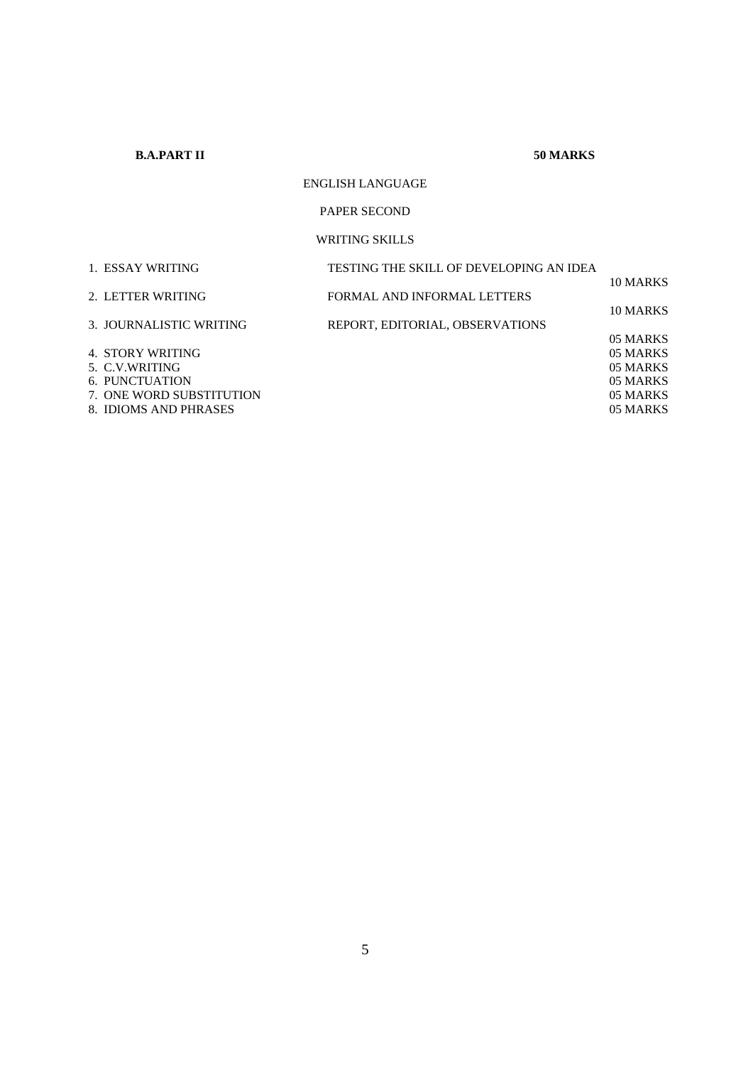**B.A.PART II** **50 MARKS**

ENGLISH LANGUAGE

PAPER SECOND

WRITING SKILLS

| | | |
|---|---|---|
| 1. ESSAY WRITING | TESTING THE SKILL OF DEVELOPING AN IDEA | 10 MARKS |
| 2. LETTER WRITING | FORMAL AND INFORMAL LETTERS | 10 MARKS |
| 3. JOURNALISTIC WRITING | REPORT, EDITORIAL, OBSERVATIONS | 05 MARKS |
| 4. STORY WRITING | | 05 MARKS |
| 5. C.V.WRITING | | 05 MARKS |
| 6. PUNCTUATION | | 05 MARKS |
| 7. ONE WORD SUBSTITUTION | | 05 MARKS |
| 8. IDIOMS AND PHRASES | | 05 MARKS |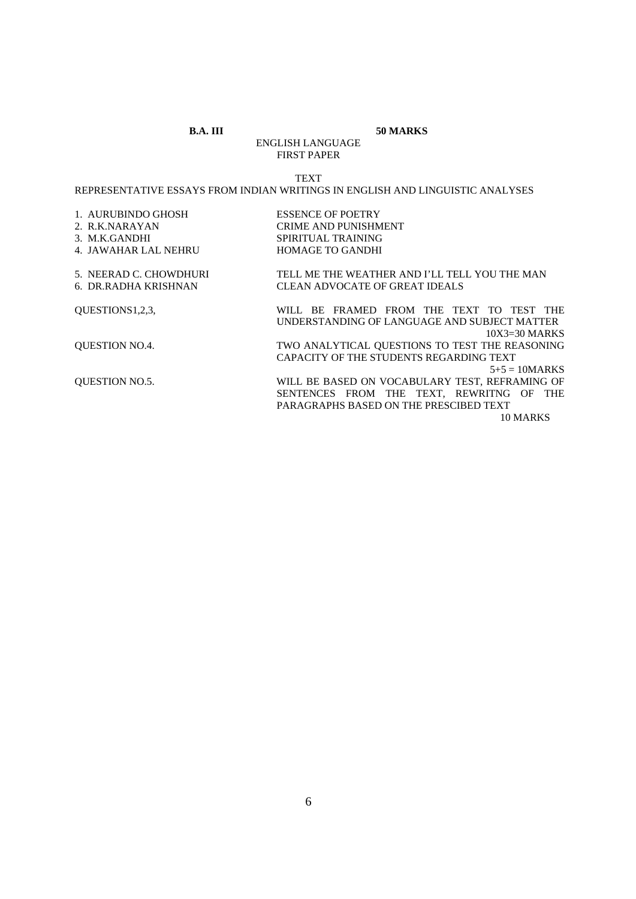**B.A. III** **50 MARKS**

ENGLISH LANGUAGE

FIRST PAPER

TEXT

REPRESENTATIVE ESSAYS FROM INDIAN WRITINGS IN ENGLISH AND LINGUISTIC ANALYSES

| | |
|---|---|
| 1. AURUBINDO GHOSH | ESSENCE OF POETRY |
| 2. R.K.NARAYAN | CRIME AND PUNISHMENT |
| 3. M.K.GANDHI | SPIRITUAL TRAINING |
| 4. JAWAHAR LAL NEHRU | HOMAGE TO GANDHI |
| 5. NEERAD C. CHOWDHURI | TELL ME THE WEATHER AND I'LL TELL YOU THE MAN |
| 6. DR.RADHA KRISHNAN | CLEAN ADVOCATE OF GREAT IDEALS |

| | |
|---|---|
| QUESTIONS1,2,3, | WILL BE FRAMED FROM THE TEXT TO TEST THE UNDERSTANDING OF LANGUAGE AND SUBJECT MATTER 10X3=30 MARKS |
| QUESTION NO.4. | TWO ANALYTICAL QUESTIONS TO TEST THE REASONING CAPACITY OF THE STUDENTS REGARDING TEXT 5+5 = 10MARKS |
| QUESTION NO.5. | WILL BE BASED ON VOCABULARY TEST, REFRAMING OF SENTENCES FROM THE TEXT, REWRITNG OF THE PARAGRAPHS BASED ON THE PRESCIBED TEXT 10 MARKS |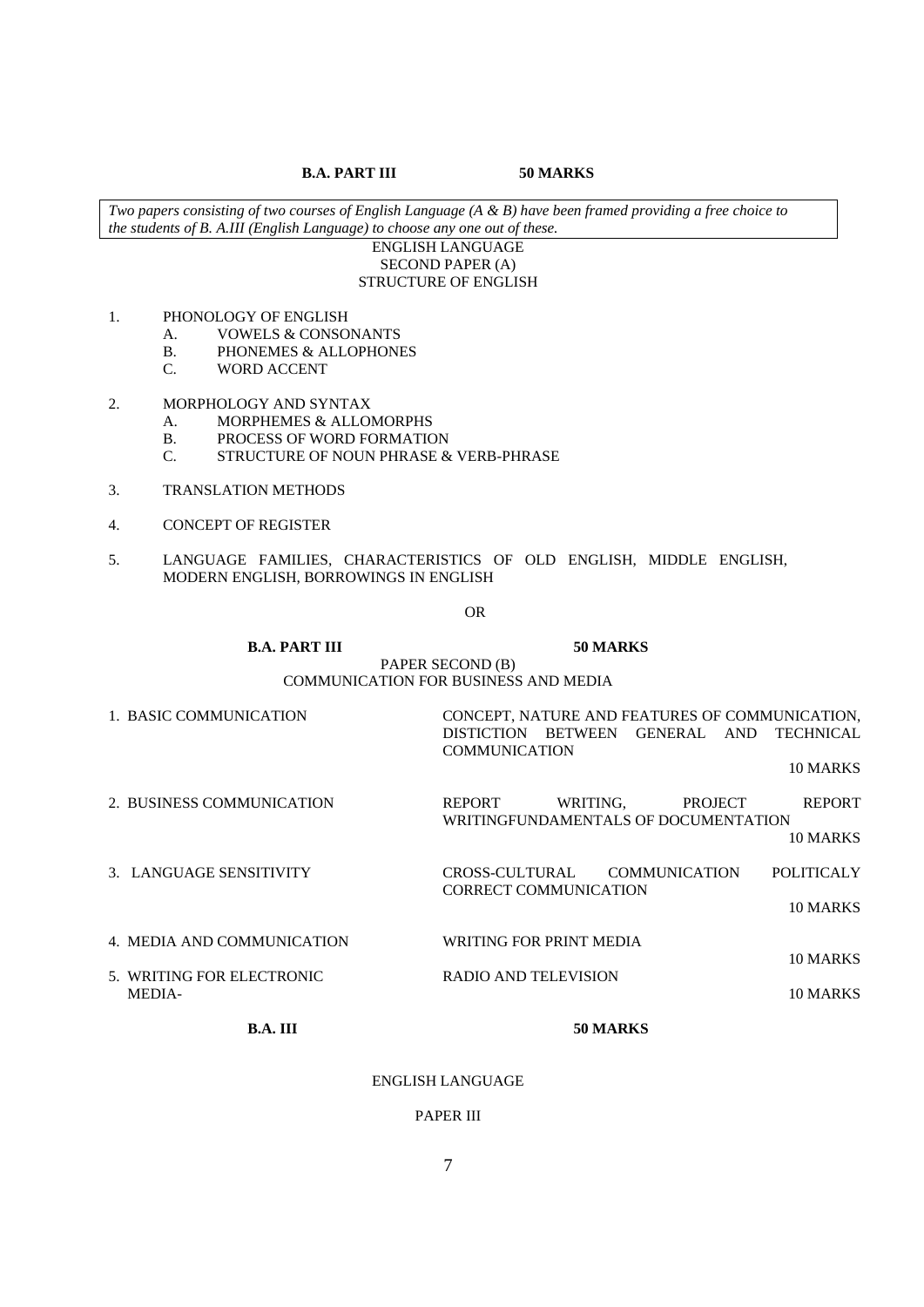**B.A. PART III** **50 MARKS**

*Two papers consisting of two courses of English Language (A & B) have been framed providing a free choice to the students of B. A.III (English Language) to choose any one out of these.*

ENGLISH LANGUAGE
SECOND PAPER (A)
STRUCTURE OF ENGLISH

1. PHONOLOGY OF ENGLISH
   - A. VOWELS & CONSONANTS
   - B. PHONEMES & ALLOPHONES
   - C. WORD ACCENT

2. MORPHOLOGY AND SYNTAX
   - A. MORPHEMES & ALLOMORPHS
   - B. PROCESS OF WORD FORMATION
   - C. STRUCTURE OF NOUN PHRASE & VERB-PHRASE

3. TRANSLATION METHODS

4. CONCEPT OF REGISTER

5. LANGUAGE FAMILIES, CHARACTERISTICS OF OLD ENGLISH, MIDDLE ENGLISH, MODERN ENGLISH, BORROWINGS IN ENGLISH

OR

**B.A. PART III** **50 MARKS**

PAPER SECOND (B)
COMMUNICATION FOR BUSINESS AND MEDIA

| | | |
|---|---|---|
| 1. BASIC COMMUNICATION | CONCEPT, NATURE AND FEATURES OF COMMUNICATION, DISTICTION BETWEEN GENERAL AND TECHNICAL COMMUNICATION | 10 MARKS |
| 2. BUSINESS COMMUNICATION | REPORT WRITING, PROJECT REPORT WRITINGFUNDAMENTALS OF DOCUMENTATION | 10 MARKS |
| 3. LANGUAGE SENSITIVITY | CROSS-CULTURAL COMMUNICATION POLITICALY CORRECT COMMUNICATION | 10 MARKS |
| 4. MEDIA AND COMMUNICATION | WRITING FOR PRINT MEDIA | 10 MARKS |
| 5. WRITING FOR ELECTRONIC MEDIA- | RADIO AND TELEVISION | 10 MARKS |

**B.A. III** **50 MARKS**

ENGLISH LANGUAGE

PAPER III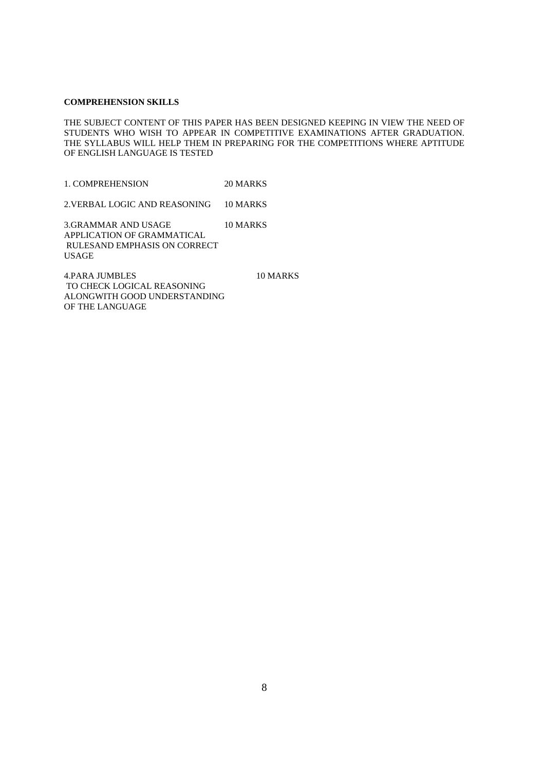**COMPREHENSION SKILLS**

THE SUBJECT CONTENT OF THIS PAPER HAS BEEN DESIGNED KEEPING IN VIEW THE NEED OF STUDENTS WHO WISH TO APPEAR IN COMPETITIVE EXAMINATIONS AFTER GRADUATION. THE SYLLABUS WILL HELP THEM IN PREPARING FOR THE COMPETITIONS WHERE APTITUDE OF ENGLISH LANGUAGE IS TESTED

| | |
|---|---|
| 1. COMPREHENSION | 20 MARKS |
| 2.VERBAL LOGIC AND REASONING | 10 MARKS |
| 3.GRAMMAR AND USAGE<br>APPLICATION OF GRAMMATICAL RULESAND EMPHASIS ON CORRECT USAGE | 10 MARKS |
| 4.PARA JUMBLES<br>TO CHECK LOGICAL REASONING ALONGWITH GOOD UNDERSTANDING OF THE LANGUAGE | 10 MARKS |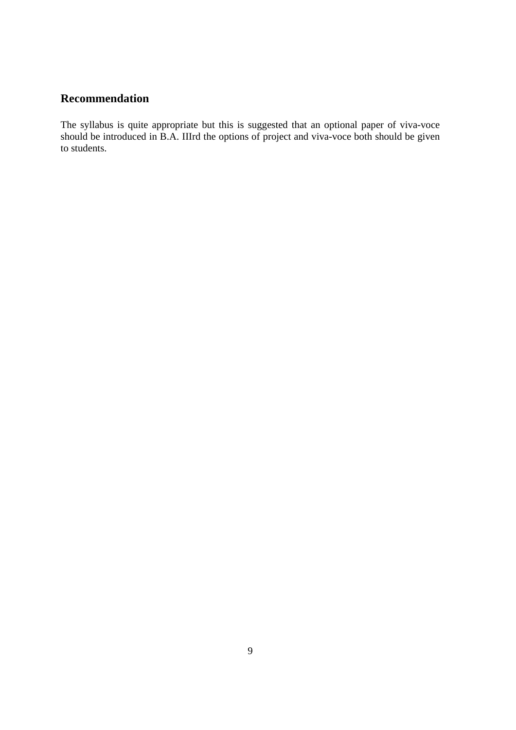## Recommendation

The syllabus is quite appropriate but this is suggested that an optional paper of viva-voce should be introduced in B.A. IIIrd the options of project and viva-voce both should be given to students.